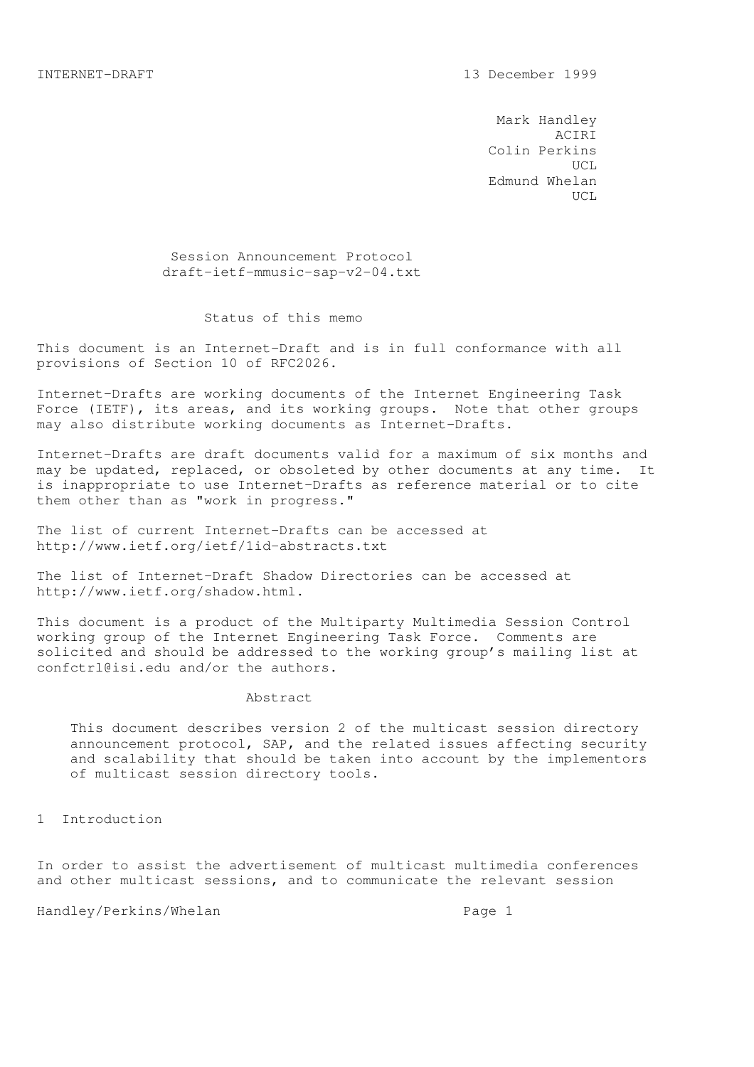INTERNET-DRAFT 13 December 1999

Mark Handley
ACIRI
Colin Perkins
UCL
Edmund Whelan
UCL

# Session Announcement Protocol
draft-ietf-mmusic-sap-v2-04.txt

## Status of this memo

This document is an Internet-Draft and is in full conformance with all provisions of Section 10 of RFC2026.

Internet-Drafts are working documents of the Internet Engineering Task Force (IETF), its areas, and its working groups. Note that other groups may also distribute working documents as Internet-Drafts.

Internet-Drafts are draft documents valid for a maximum of six months and may be updated, replaced, or obsoleted by other documents at any time. It is inappropriate to use Internet-Drafts as reference material or to cite them other than as "work in progress."

The list of current Internet-Drafts can be accessed at http://www.ietf.org/ietf/1id-abstracts.txt

The list of Internet-Draft Shadow Directories can be accessed at http://www.ietf.org/shadow.html.

This document is a product of the Multiparty Multimedia Session Control working group of the Internet Engineering Task Force. Comments are solicited and should be addressed to the working group's mailing list at confctrl@isi.edu and/or the authors.

## Abstract

This document describes version 2 of the multicast session directory announcement protocol, SAP, and the related issues affecting security and scalability that should be taken into account by the implementors of multicast session directory tools.

## 1 Introduction

In order to assist the advertisement of multicast multimedia conferences and other multicast sessions, and to communicate the relevant session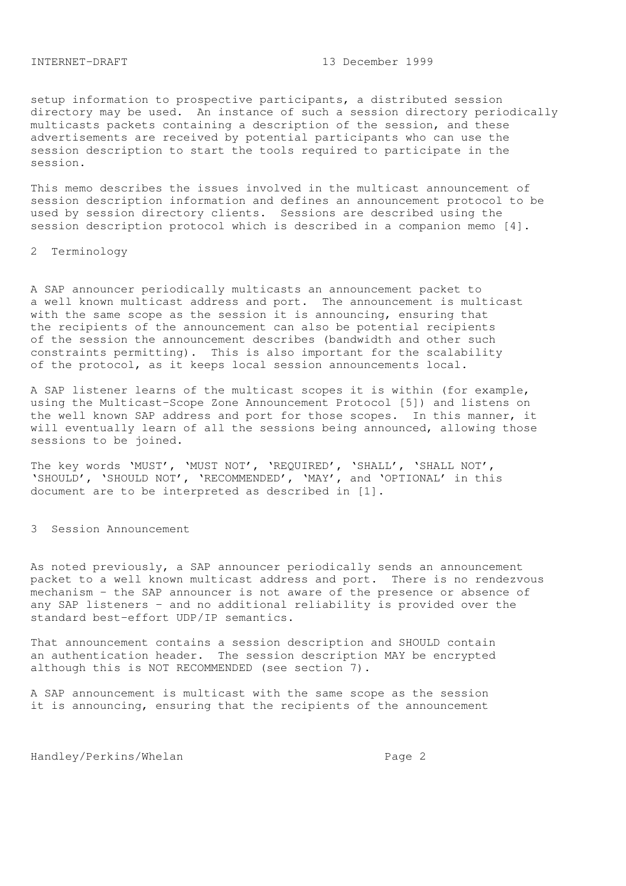setup information to prospective participants, a distributed session directory may be used. An instance of such a session directory periodically multicasts packets containing a description of the session, and these advertisements are received by potential participants who can use the session description to start the tools required to participate in the session.

This memo describes the issues involved in the multicast announcement of session description information and defines an announcement protocol to be used by session directory clients. Sessions are described using the session description protocol which is described in a companion memo [4].

## 2 Terminology

A SAP announcer periodically multicasts an announcement packet to a well known multicast address and port. The announcement is multicast with the same scope as the session it is announcing, ensuring that the recipients of the announcement can also be potential recipients of the session the announcement describes (bandwidth and other such constraints permitting). This is also important for the scalability of the protocol, as it keeps local session announcements local.

A SAP listener learns of the multicast scopes it is within (for example, using the Multicast-Scope Zone Announcement Protocol [5]) and listens on the well known SAP address and port for those scopes. In this manner, it will eventually learn of all the sessions being announced, allowing those sessions to be joined.

The key words 'MUST', 'MUST NOT', 'REQUIRED', 'SHALL', 'SHALL NOT', 'SHOULD', 'SHOULD NOT', 'RECOMMENDED', 'MAY', and 'OPTIONAL' in this document are to be interpreted as described in [1].

## 3 Session Announcement

As noted previously, a SAP announcer periodically sends an announcement packet to a well known multicast address and port. There is no rendezvous mechanism - the SAP announcer is not aware of the presence or absence of any SAP listeners - and no additional reliability is provided over the standard best-effort UDP/IP semantics.

That announcement contains a session description and SHOULD contain an authentication header. The session description MAY be encrypted although this is NOT RECOMMENDED (see section 7).

A SAP announcement is multicast with the same scope as the session it is announcing, ensuring that the recipients of the announcement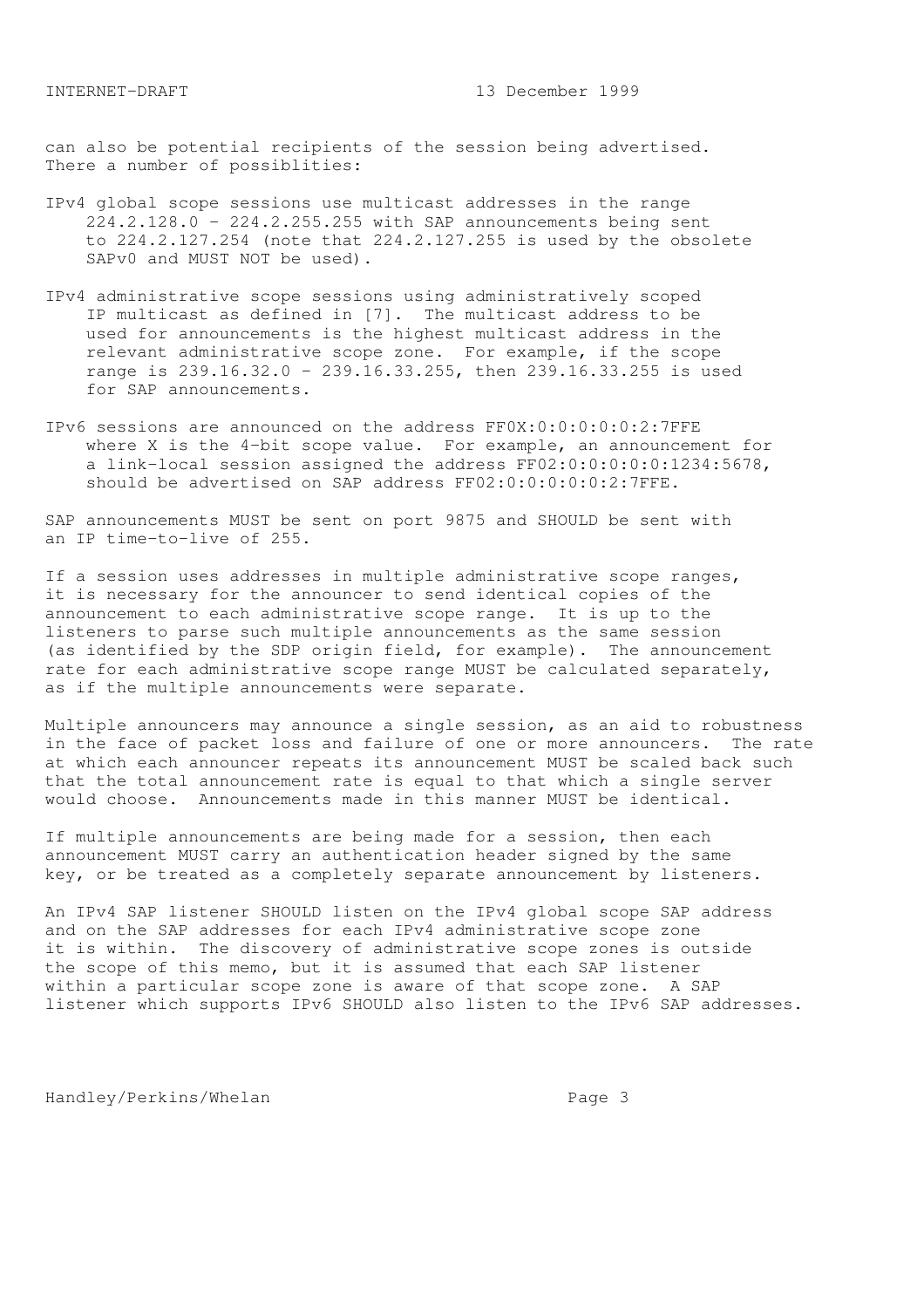can also be potential recipients of the session being advertised. There a number of possiblities:

IPv4 global scope sessions use multicast addresses in the range 224.2.128.0 - 224.2.255.255 with SAP announcements being sent to 224.2.127.254 (note that 224.2.127.255 is used by the obsolete SAPv0 and MUST NOT be used).

IPv4 administrative scope sessions using administratively scoped IP multicast as defined in [7]. The multicast address to be used for announcements is the highest multicast address in the relevant administrative scope zone. For example, if the scope range is 239.16.32.0 - 239.16.33.255, then 239.16.33.255 is used for SAP announcements.

IPv6 sessions are announced on the address FF0X:0:0:0:0:0:2:7FFE where X is the 4-bit scope value. For example, an announcement for a link-local session assigned the address FF02:0:0:0:0:0:1234:5678, should be advertised on SAP address FF02:0:0:0:0:0:2:7FFE.

SAP announcements MUST be sent on port 9875 and SHOULD be sent with an IP time-to-live of 255.

If a session uses addresses in multiple administrative scope ranges, it is necessary for the announcer to send identical copies of the announcement to each administrative scope range. It is up to the listeners to parse such multiple announcements as the same session (as identified by the SDP origin field, for example). The announcement rate for each administrative scope range MUST be calculated separately, as if the multiple announcements were separate.

Multiple announcers may announce a single session, as an aid to robustness in the face of packet loss and failure of one or more announcers. The rate at which each announcer repeats its announcement MUST be scaled back such that the total announcement rate is equal to that which a single server would choose. Announcements made in this manner MUST be identical.

If multiple announcements are being made for a session, then each announcement MUST carry an authentication header signed by the same key, or be treated as a completely separate announcement by listeners.

An IPv4 SAP listener SHOULD listen on the IPv4 global scope SAP address and on the SAP addresses for each IPv4 administrative scope zone it is within. The discovery of administrative scope zones is outside the scope of this memo, but it is assumed that each SAP listener within a particular scope zone is aware of that scope zone. A SAP listener which supports IPv6 SHOULD also listen to the IPv6 SAP addresses.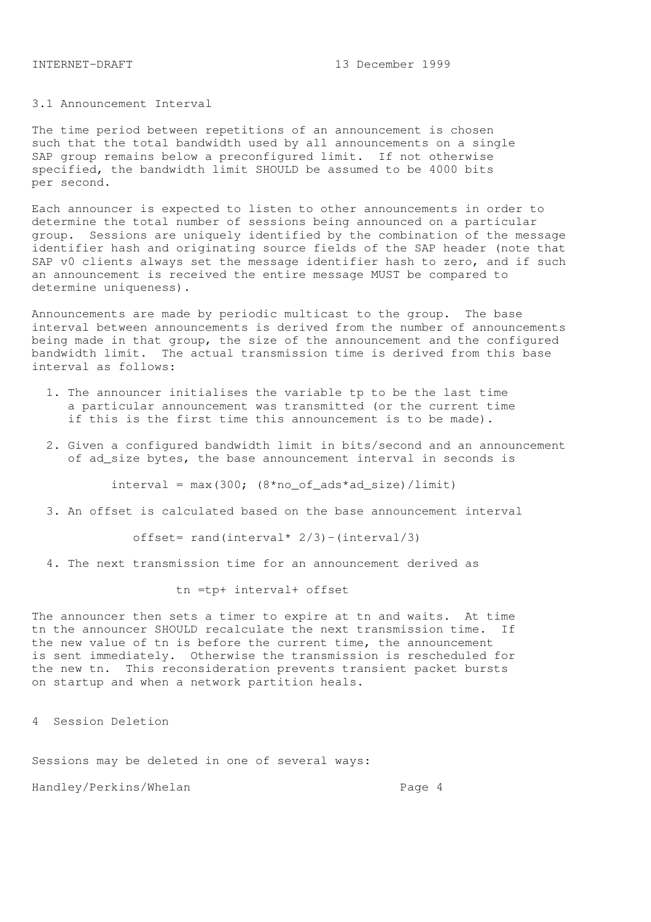## 3.1 Announcement Interval

The time period between repetitions of an announcement is chosen such that the total bandwidth used by all announcements on a single SAP group remains below a preconfigured limit. If not otherwise specified, the bandwidth limit SHOULD be assumed to be 4000 bits per second.

Each announcer is expected to listen to other announcements in order to determine the total number of sessions being announced on a particular group. Sessions are uniquely identified by the combination of the message identifier hash and originating source fields of the SAP header (note that SAP v0 clients always set the message identifier hash to zero, and if such an announcement is received the entire message MUST be compared to determine uniqueness).

Announcements are made by periodic multicast to the group. The base interval between announcements is derived from the number of announcements being made in that group, the size of the announcement and the configured bandwidth limit. The actual transmission time is derived from this base interval as follows:

1. The announcer initialises the variable tp to be the last time a particular announcement was transmitted (or the current time if this is the first time this announcement is to be made).

2. Given a configured bandwidth limit in bits/second and an announcement of ad_size bytes, the base announcement interval in seconds is

$$interval = \max(300; (8*no\_of\_ads*ad\_size)/limit)$$

3. An offset is calculated based on the base announcement interval

$$offset = rand(interval * 2/3) - (interval/3)$$

4. The next transmission time for an announcement derived as

$$tn = tp + interval + offset$$

The announcer then sets a timer to expire at tn and waits. At time tn the announcer SHOULD recalculate the next transmission time. If the new value of tn is before the current time, the announcement is sent immediately. Otherwise the transmission is rescheduled for the new tn. This reconsideration prevents transient packet bursts on startup and when a network partition heals.

# 4 Session Deletion

Sessions may be deleted in one of several ways: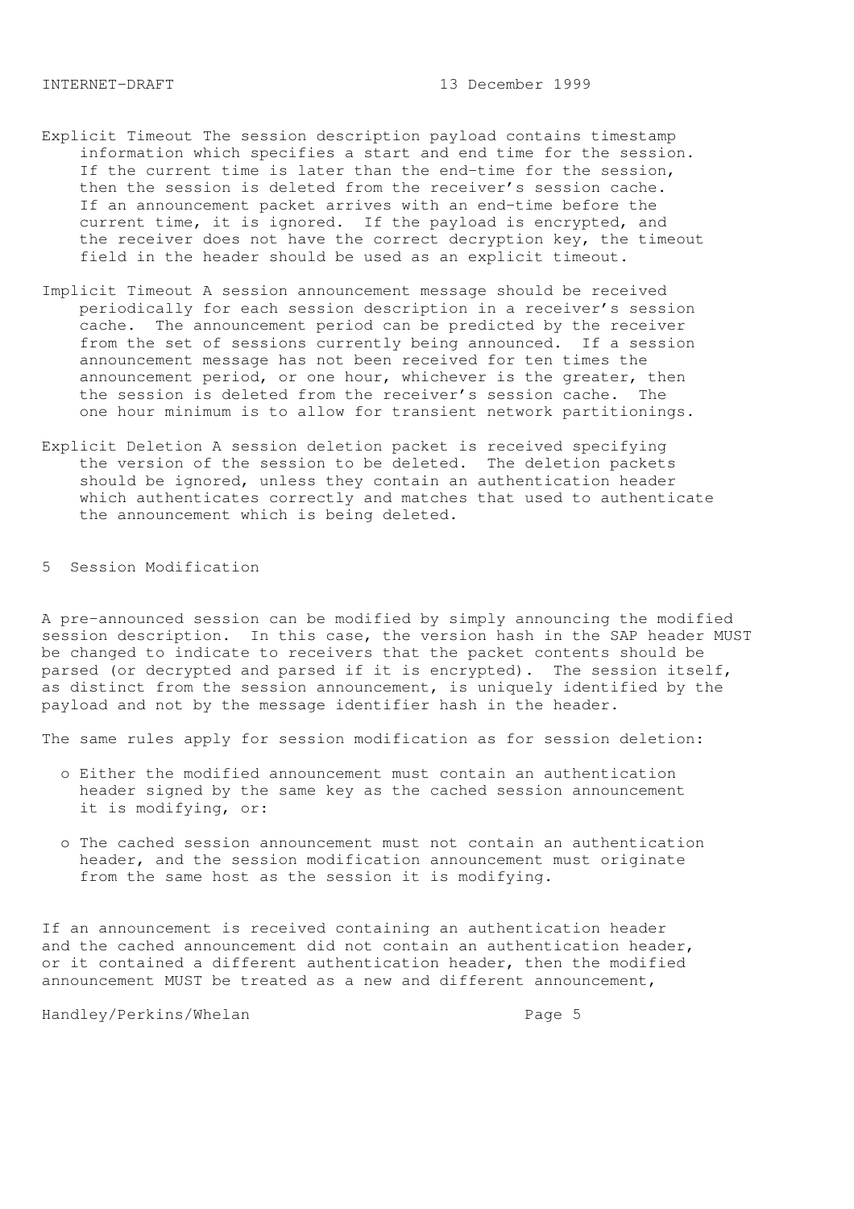Explicit Timeout The session description payload contains timestamp information which specifies a start and end time for the session. If the current time is later than the end-time for the session, then the session is deleted from the receiver's session cache. If an announcement packet arrives with an end-time before the current time, it is ignored. If the payload is encrypted, and the receiver does not have the correct decryption key, the timeout field in the header should be used as an explicit timeout.

Implicit Timeout A session announcement message should be received periodically for each session description in a receiver's session cache. The announcement period can be predicted by the receiver from the set of sessions currently being announced. If a session announcement message has not been received for ten times the announcement period, or one hour, whichever is the greater, then the session is deleted from the receiver's session cache. The one hour minimum is to allow for transient network partitionings.

Explicit Deletion A session deletion packet is received specifying the version of the session to be deleted. The deletion packets should be ignored, unless they contain an authentication header which authenticates correctly and matches that used to authenticate the announcement which is being deleted.

## 5 Session Modification

A pre-announced session can be modified by simply announcing the modified session description. In this case, the version hash in the SAP header MUST be changed to indicate to receivers that the packet contents should be parsed (or decrypted and parsed if it is encrypted). The session itself, as distinct from the session announcement, is uniquely identified by the payload and not by the message identifier hash in the header.

The same rules apply for session modification as for session deletion:

- Either the modified announcement must contain an authentication header signed by the same key as the cached session announcement it is modifying, or:
- The cached session announcement must not contain an authentication header, and the session modification announcement must originate from the same host as the session it is modifying.

If an announcement is received containing an authentication header and the cached announcement did not contain an authentication header, or it contained a different authentication header, then the modified announcement MUST be treated as a new and different announcement,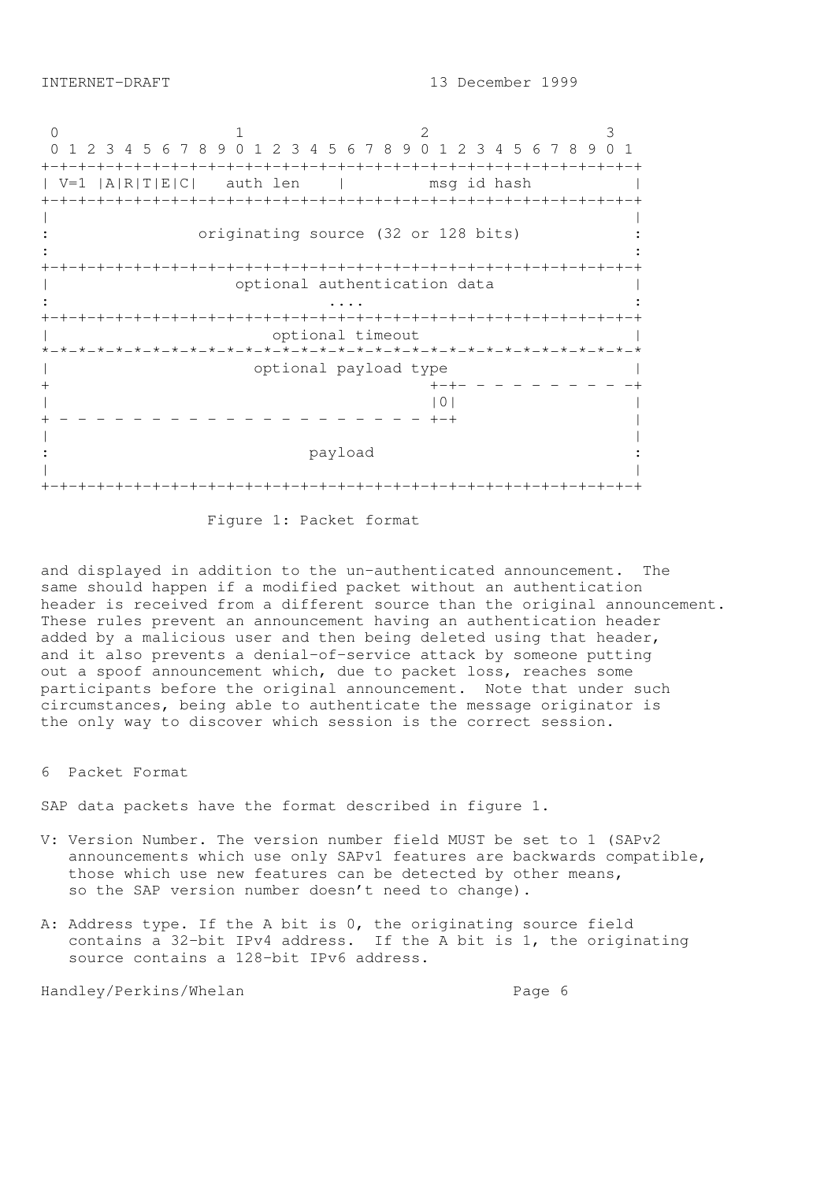```
 0                   1                   2                   3
 0 1 2 3 4 5 6 7 8 9 0 1 2 3 4 5 6 7 8 9 0 1 2 3 4 5 6 7 8 9 0 1
+-+-+-+-+-+-+-+-+-+-+-+-+-+-+-+-+-+-+-+-+-+-+-+-+-+-+-+-+-+-+-+-+
| V=1 |A|R|T|E|C|   auth len    |         msg id hash           |
+-+-+-+-+-+-+-+-+-+-+-+-+-+-+-+-+-+-+-+-+-+-+-+-+-+-+-+-+-+-+-+-+
|                                                               |
:              originating source (32 or 128 bits)              :
:                                                               :
+-+-+-+-+-+-+-+-+-+-+-+-+-+-+-+-+-+-+-+-+-+-+-+-+-+-+-+-+-+-+-+-+
|                    optional authentication data               |
:                              ....                             :
+-+-+-+-+-+-+-+-+-+-+-+-+-+-+-+-+-+-+-+-+-+-+-+-+-+-+-+-+-+-+-+-+
|                        optional timeout                       |
*-*-*-*-*-*-*-*-*-*-*-*-*-*-*-*-*-*-*-*-*-*-*-*-*-*-*-*-*-*-*-*-*
|                      optional payload type                    |
+                                         +-+- - - - - - - - - -+
|                                         |0|                   |
+ - - - - - - - - - - - - - - - - - - - - +-+                   |
|                                                               |
:                            payload                            :
|                                                               |
+-+-+-+-+-+-+-+-+-+-+-+-+-+-+-+-+-+-+-+-+-+-+-+-+-+-+-+-+-+-+-+-+
```

Figure 1: Packet format

and displayed in addition to the un-authenticated announcement. The same should happen if a modified packet without an authentication header is received from a different source than the original announcement. These rules prevent an announcement having an authentication header added by a malicious user and then being deleted using that header, and it also prevents a denial-of-service attack by someone putting out a spoof announcement which, due to packet loss, reaches some participants before the original announcement. Note that under such circumstances, being able to authenticate the message originator is the only way to discover which session is the correct session.

## 6 Packet Format

SAP data packets have the format described in figure 1.

V: Version Number. The version number field MUST be set to 1 (SAPv2 announcements which use only SAPv1 features are backwards compatible, those which use new features can be detected by other means, so the SAP version number doesn't need to change).

A: Address type. If the A bit is 0, the originating source field contains a 32-bit IPv4 address. If the A bit is 1, the originating source contains a 128-bit IPv6 address.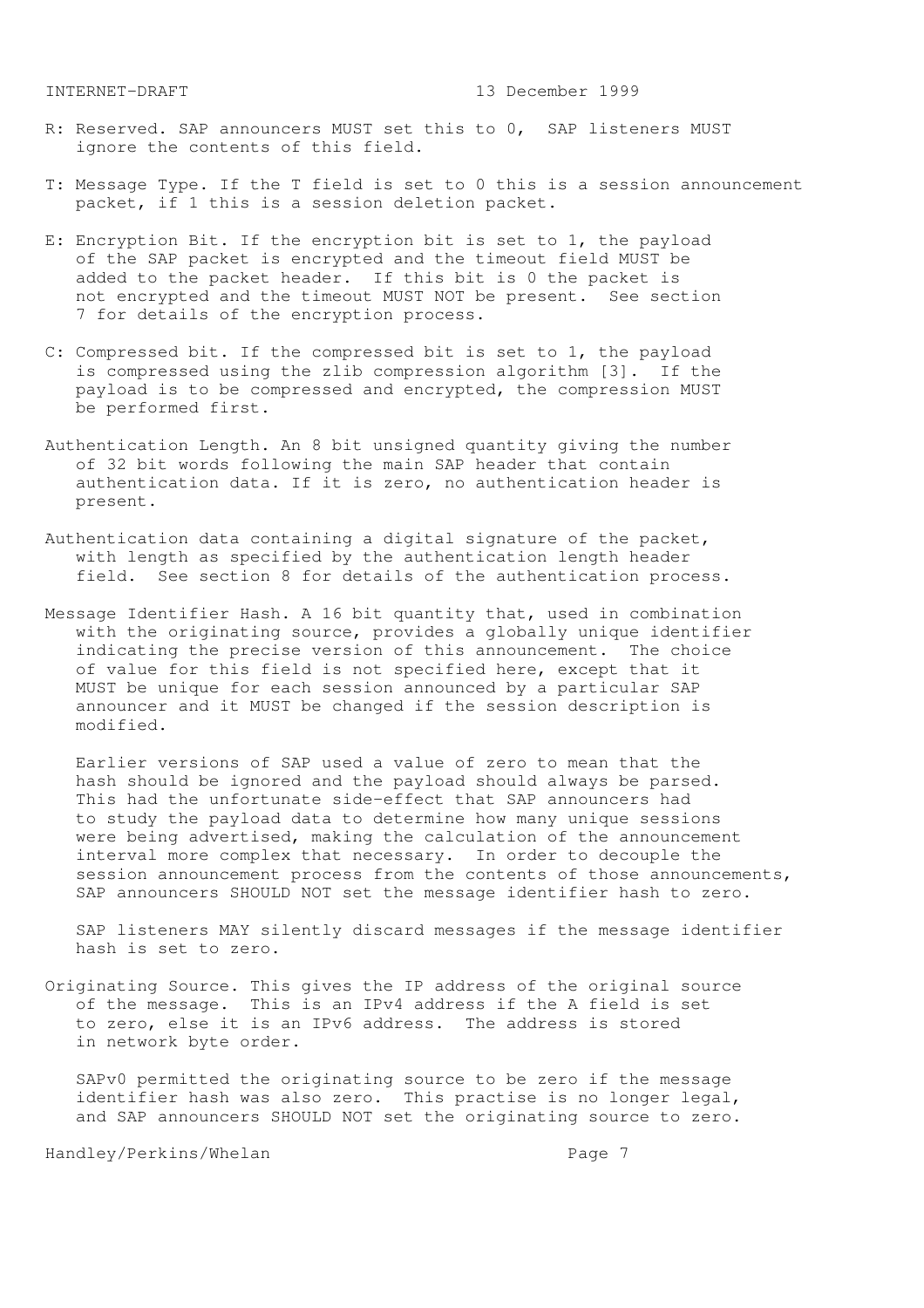R: Reserved. SAP announcers MUST set this to 0, SAP listeners MUST ignore the contents of this field.

T: Message Type. If the T field is set to 0 this is a session announcement packet, if 1 this is a session deletion packet.

E: Encryption Bit. If the encryption bit is set to 1, the payload of the SAP packet is encrypted and the timeout field MUST be added to the packet header. If this bit is 0 the packet is not encrypted and the timeout MUST NOT be present. See section 7 for details of the encryption process.

C: Compressed bit. If the compressed bit is set to 1, the payload is compressed using the zlib compression algorithm [3]. If the payload is to be compressed and encrypted, the compression MUST be performed first.

Authentication Length. An 8 bit unsigned quantity giving the number of 32 bit words following the main SAP header that contain authentication data. If it is zero, no authentication header is present.

Authentication data containing a digital signature of the packet, with length as specified by the authentication length header field. See section 8 for details of the authentication process.

Message Identifier Hash. A 16 bit quantity that, used in combination with the originating source, provides a globally unique identifier indicating the precise version of this announcement. The choice of value for this field is not specified here, except that it MUST be unique for each session announced by a particular SAP announcer and it MUST be changed if the session description is modified.

Earlier versions of SAP used a value of zero to mean that the hash should be ignored and the payload should always be parsed. This had the unfortunate side-effect that SAP announcers had to study the payload data to determine how many unique sessions were being advertised, making the calculation of the announcement interval more complex that necessary. In order to decouple the session announcement process from the contents of those announcements, SAP announcers SHOULD NOT set the message identifier hash to zero.

SAP listeners MAY silently discard messages if the message identifier hash is set to zero.

Originating Source. This gives the IP address of the original source of the message. This is an IPv4 address if the A field is set to zero, else it is an IPv6 address. The address is stored in network byte order.

SAPv0 permitted the originating source to be zero if the message identifier hash was also zero. This practise is no longer legal, and SAP announcers SHOULD NOT set the originating source to zero.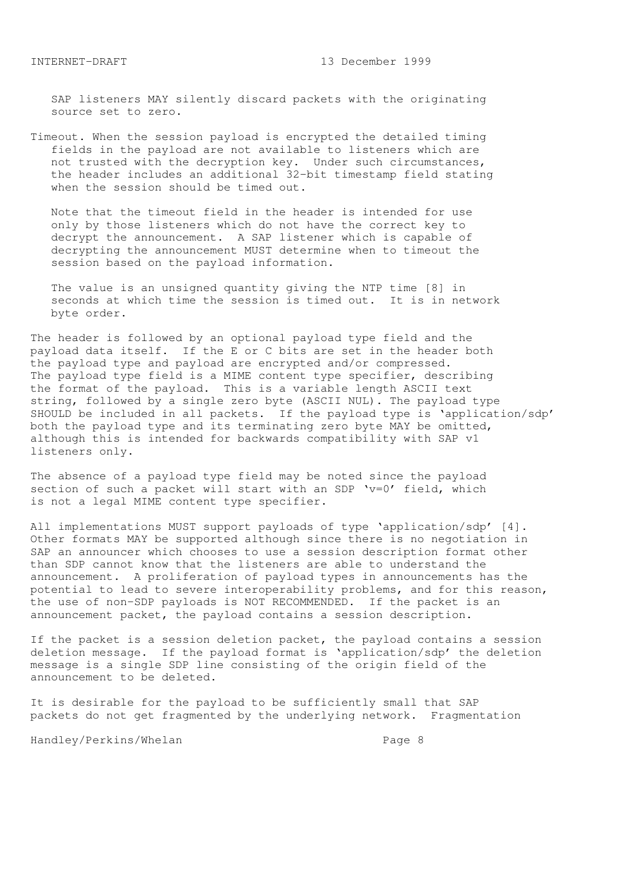SAP listeners MAY silently discard packets with the originating source set to zero.

Timeout. When the session payload is encrypted the detailed timing fields in the payload are not available to listeners which are not trusted with the decryption key. Under such circumstances, the header includes an additional 32-bit timestamp field stating when the session should be timed out.

Note that the timeout field in the header is intended for use only by those listeners which do not have the correct key to decrypt the announcement. A SAP listener which is capable of decrypting the announcement MUST determine when to timeout the session based on the payload information.

The value is an unsigned quantity giving the NTP time [8] in seconds at which time the session is timed out. It is in network byte order.

The header is followed by an optional payload type field and the payload data itself. If the E or C bits are set in the header both the payload type and payload are encrypted and/or compressed. The payload type field is a MIME content type specifier, describing the format of the payload. This is a variable length ASCII text string, followed by a single zero byte (ASCII NUL). The payload type SHOULD be included in all packets. If the payload type is 'application/sdp' both the payload type and its terminating zero byte MAY be omitted, although this is intended for backwards compatibility with SAP v1 listeners only.

The absence of a payload type field may be noted since the payload section of such a packet will start with an SDP 'v=0' field, which is not a legal MIME content type specifier.

All implementations MUST support payloads of type 'application/sdp' [4]. Other formats MAY be supported although since there is no negotiation in SAP an announcer which chooses to use a session description format other than SDP cannot know that the listeners are able to understand the announcement. A proliferation of payload types in announcements has the potential to lead to severe interoperability problems, and for this reason, the use of non-SDP payloads is NOT RECOMMENDED. If the packet is an announcement packet, the payload contains a session description.

If the packet is a session deletion packet, the payload contains a session deletion message. If the payload format is 'application/sdp' the deletion message is a single SDP line consisting of the origin field of the announcement to be deleted.

It is desirable for the payload to be sufficiently small that SAP packets do not get fragmented by the underlying network. Fragmentation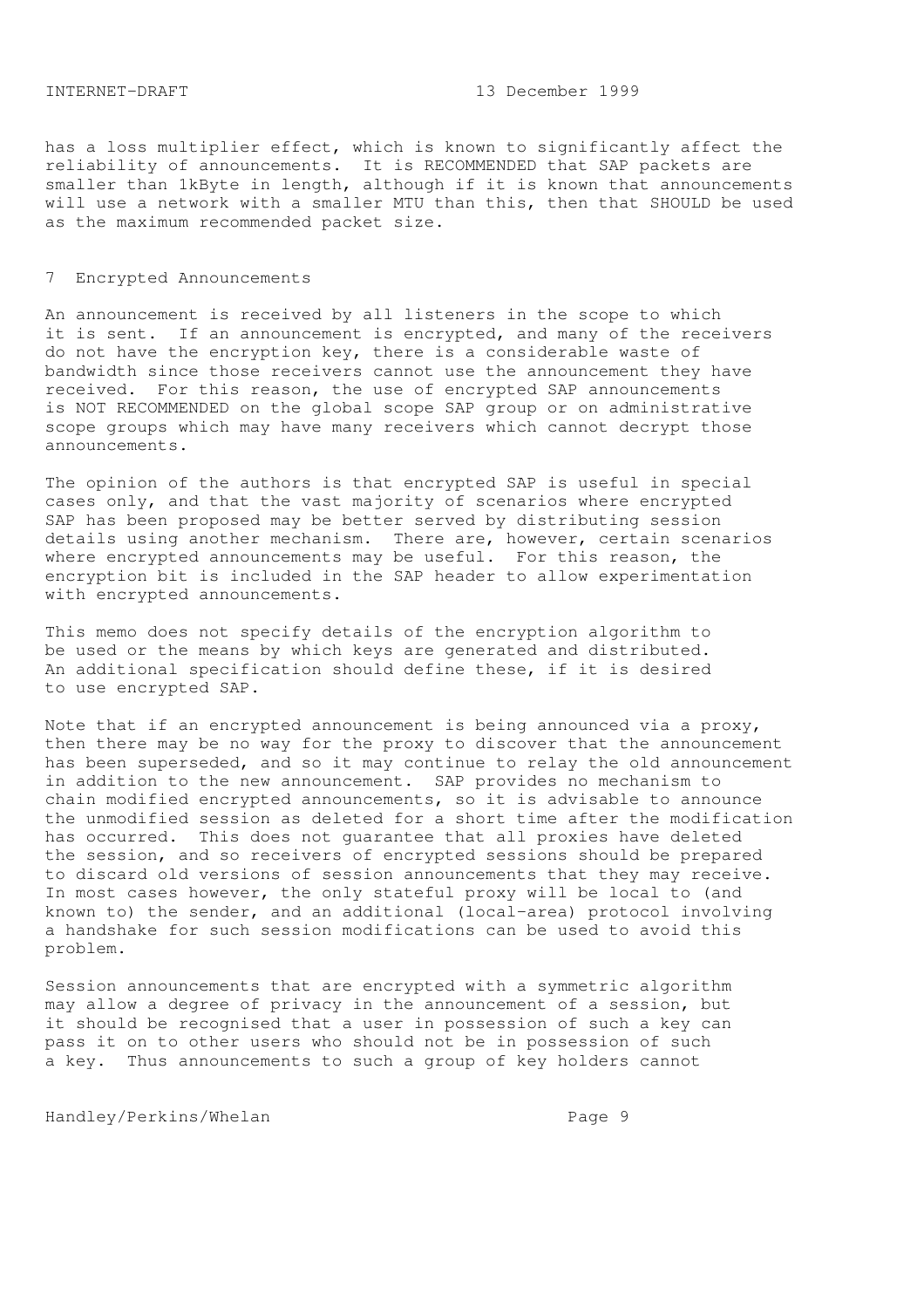has a loss multiplier effect, which is known to significantly affect the reliability of announcements. It is RECOMMENDED that SAP packets are smaller than 1kByte in length, although if it is known that announcements will use a network with a smaller MTU than this, then that SHOULD be used as the maximum recommended packet size.

## 7 Encrypted Announcements

An announcement is received by all listeners in the scope to which it is sent. If an announcement is encrypted, and many of the receivers do not have the encryption key, there is a considerable waste of bandwidth since those receivers cannot use the announcement they have received. For this reason, the use of encrypted SAP announcements is NOT RECOMMENDED on the global scope SAP group or on administrative scope groups which may have many receivers which cannot decrypt those announcements.

The opinion of the authors is that encrypted SAP is useful in special cases only, and that the vast majority of scenarios where encrypted SAP has been proposed may be better served by distributing session details using another mechanism. There are, however, certain scenarios where encrypted announcements may be useful. For this reason, the encryption bit is included in the SAP header to allow experimentation with encrypted announcements.

This memo does not specify details of the encryption algorithm to be used or the means by which keys are generated and distributed. An additional specification should define these, if it is desired to use encrypted SAP.

Note that if an encrypted announcement is being announced via a proxy, then there may be no way for the proxy to discover that the announcement has been superseded, and so it may continue to relay the old announcement in addition to the new announcement. SAP provides no mechanism to chain modified encrypted announcements, so it is advisable to announce the unmodified session as deleted for a short time after the modification has occurred. This does not guarantee that all proxies have deleted the session, and so receivers of encrypted sessions should be prepared to discard old versions of session announcements that they may receive. In most cases however, the only stateful proxy will be local to (and known to) the sender, and an additional (local-area) protocol involving a handshake for such session modifications can be used to avoid this problem.

Session announcements that are encrypted with a symmetric algorithm may allow a degree of privacy in the announcement of a session, but it should be recognised that a user in possession of such a key can pass it on to other users who should not be in possession of such a key. Thus announcements to such a group of key holders cannot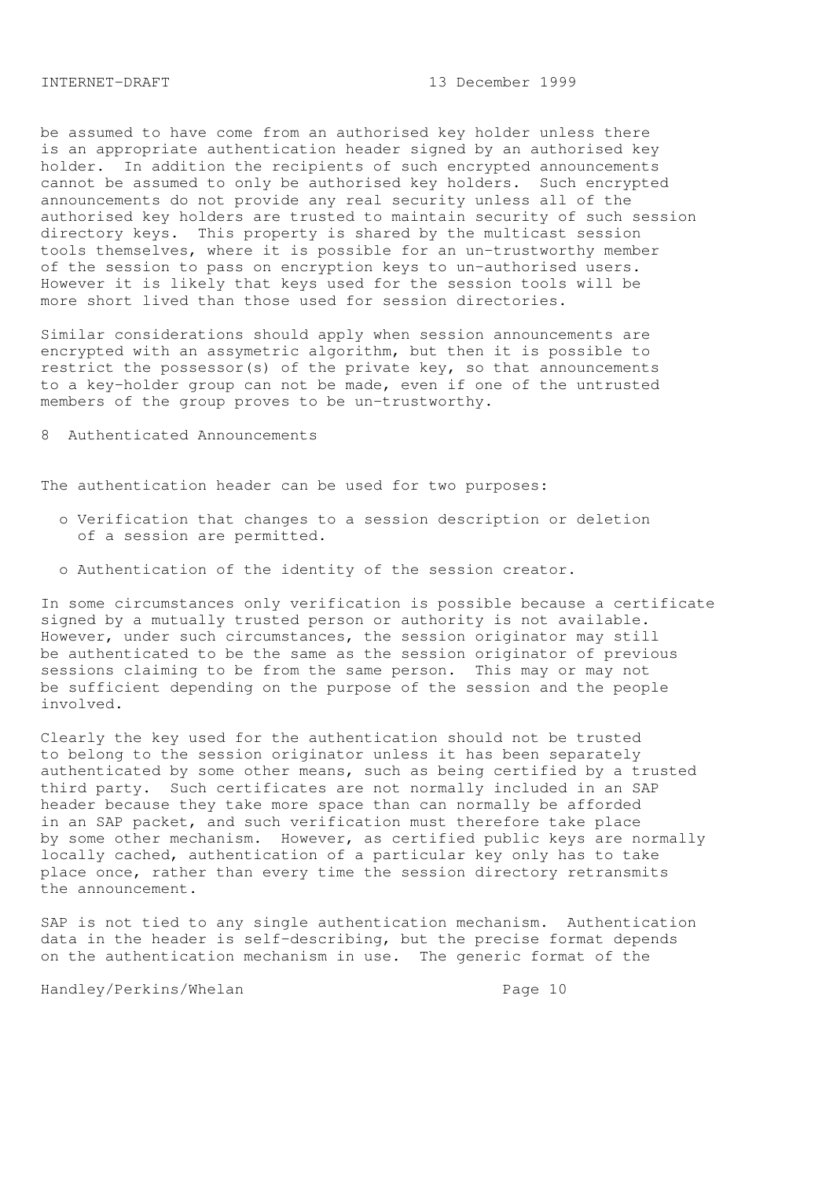be assumed to have come from an authorised key holder unless there is an appropriate authentication header signed by an authorised key holder. In addition the recipients of such encrypted announcements cannot be assumed to only be authorised key holders. Such encrypted announcements do not provide any real security unless all of the authorised key holders are trusted to maintain security of such session directory keys. This property is shared by the multicast session tools themselves, where it is possible for an un-trustworthy member of the session to pass on encryption keys to un-authorised users. However it is likely that keys used for the session tools will be more short lived than those used for session directories.

Similar considerations should apply when session announcements are encrypted with an assymetric algorithm, but then it is possible to restrict the possessor(s) of the private key, so that announcements to a key-holder group can not be made, even if one of the untrusted members of the group proves to be un-trustworthy.

## 8 Authenticated Announcements

The authentication header can be used for two purposes:

- Verification that changes to a session description or deletion of a session are permitted.
- Authentication of the identity of the session creator.

In some circumstances only verification is possible because a certificate signed by a mutually trusted person or authority is not available. However, under such circumstances, the session originator may still be authenticated to be the same as the session originator of previous sessions claiming to be from the same person. This may or may not be sufficient depending on the purpose of the session and the people involved.

Clearly the key used for the authentication should not be trusted to belong to the session originator unless it has been separately authenticated by some other means, such as being certified by a trusted third party. Such certificates are not normally included in an SAP header because they take more space than can normally be afforded in an SAP packet, and such verification must therefore take place by some other mechanism. However, as certified public keys are normally locally cached, authentication of a particular key only has to take place once, rather than every time the session directory retransmits the announcement.

SAP is not tied to any single authentication mechanism. Authentication data in the header is self-describing, but the precise format depends on the authentication mechanism in use. The generic format of the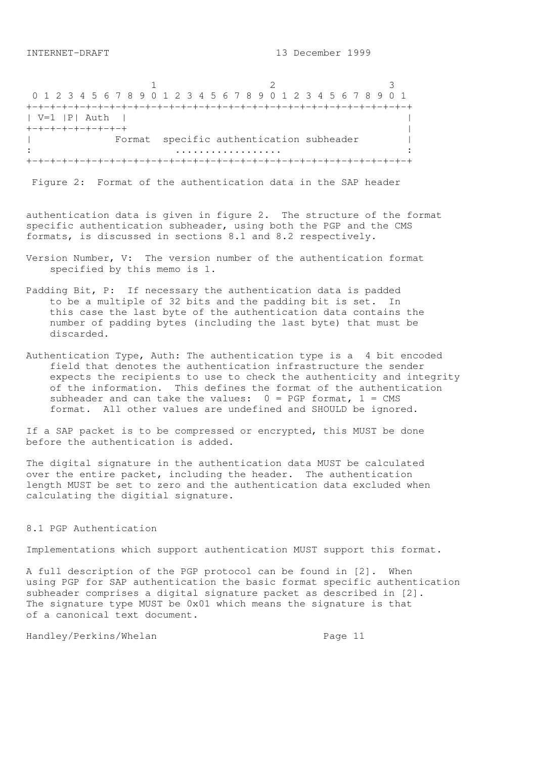```
                     1                   2                   3
 0 1 2 3 4 5 6 7 8 9 0 1 2 3 4 5 6 7 8 9 0 1 2 3 4 5 6 7 8 9 0 1
+-+-+-+-+-+-+-+-+-+-+-+-+-+-+-+-+-+-+-+-+-+-+-+-+-+-+-+-+-+-+-+-+
| V=1 |P| Auth  |                                               |
+-+-+-+-+-+-+-+-+                                               |
|              Format  specific authentication subheader        |
:                        ..................                     :
+-+-+-+-+-+-+-+-+-+-+-+-+-+-+-+-+-+-+-+-+-+-+-+-+-+-+-+-+-+-+-+-+
```

Figure 2: Format of the authentication data in the SAP header

authentication data is given in figure 2. The structure of the format specific authentication subheader, using both the PGP and the CMS formats, is discussed in sections 8.1 and 8.2 respectively.

Version Number, V: The version number of the authentication format specified by this memo is 1.

Padding Bit, P: If necessary the authentication data is padded to be a multiple of 32 bits and the padding bit is set. In this case the last byte of the authentication data contains the number of padding bytes (including the last byte) that must be discarded.

Authentication Type, Auth: The authentication type is a 4 bit encoded field that denotes the authentication infrastructure the sender expects the recipients to use to check the authenticity and integrity of the information. This defines the format of the authentication subheader and can take the values: 0 = PGP format, 1 = CMS format. All other values are undefined and SHOULD be ignored.

If a SAP packet is to be compressed or encrypted, this MUST be done before the authentication is added.

The digital signature in the authentication data MUST be calculated over the entire packet, including the header. The authentication length MUST be set to zero and the authentication data excluded when calculating the digitial signature.

## 8.1 PGP Authentication

Implementations which support authentication MUST support this format.

A full description of the PGP protocol can be found in [2]. When using PGP for SAP authentication the basic format specific authentication subheader comprises a digital signature packet as described in [2]. The signature type MUST be 0x01 which means the signature is that of a canonical text document.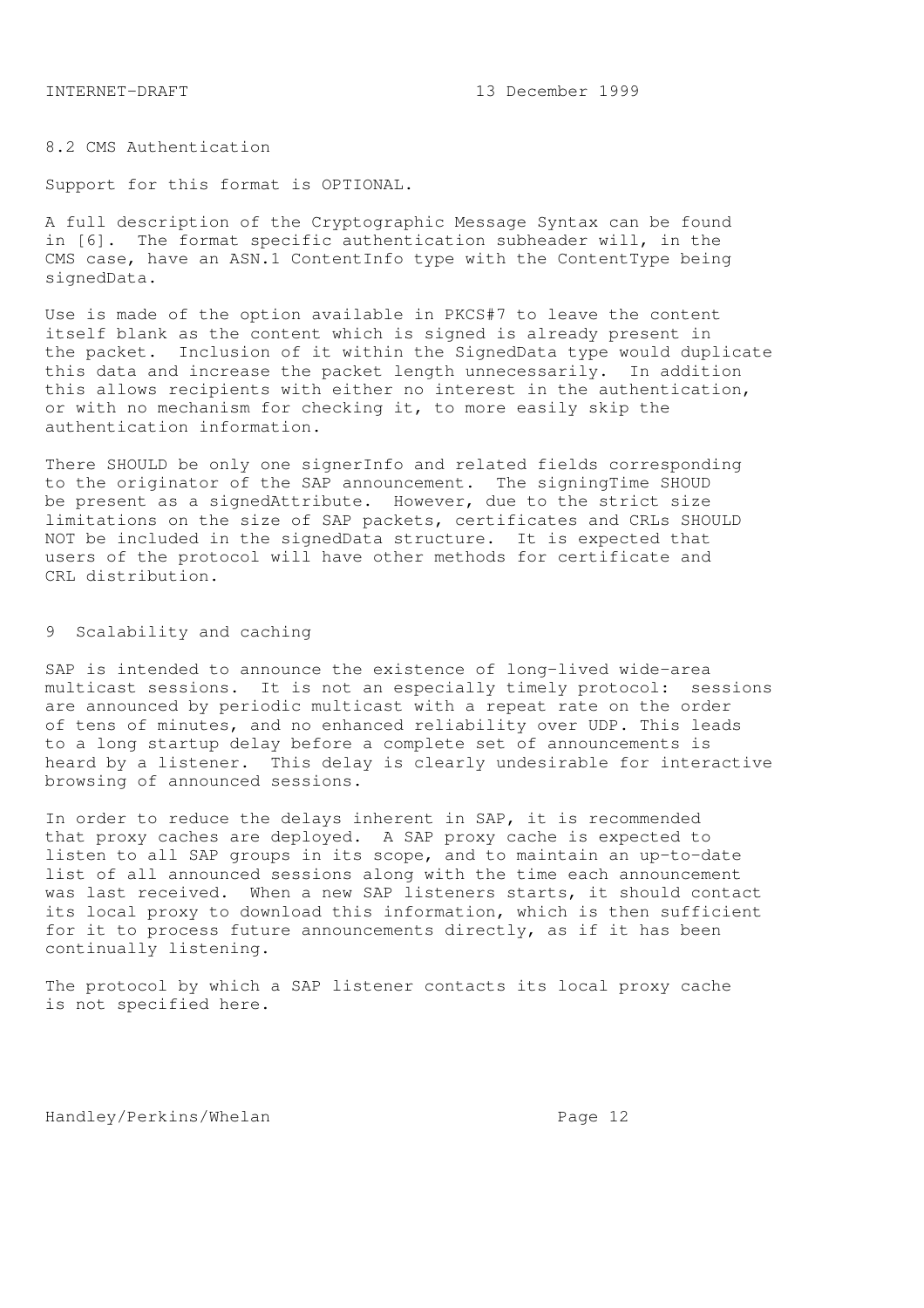## 8.2 CMS Authentication

Support for this format is OPTIONAL.

A full description of the Cryptographic Message Syntax can be found in [6]. The format specific authentication subheader will, in the CMS case, have an ASN.1 ContentInfo type with the ContentType being signedData.

Use is made of the option available in PKCS#7 to leave the content itself blank as the content which is signed is already present in the packet. Inclusion of it within the SignedData type would duplicate this data and increase the packet length unnecessarily. In addition this allows recipients with either no interest in the authentication, or with no mechanism for checking it, to more easily skip the authentication information.

There SHOULD be only one signerInfo and related fields corresponding to the originator of the SAP announcement. The signingTime SHOUD be present as a signedAttribute. However, due to the strict size limitations on the size of SAP packets, certificates and CRLs SHOULD NOT be included in the signedData structure. It is expected that users of the protocol will have other methods for certificate and CRL distribution.

# 9 Scalability and caching

SAP is intended to announce the existence of long-lived wide-area multicast sessions. It is not an especially timely protocol: sessions are announced by periodic multicast with a repeat rate on the order of tens of minutes, and no enhanced reliability over UDP. This leads to a long startup delay before a complete set of announcements is heard by a listener. This delay is clearly undesirable for interactive browsing of announced sessions.

In order to reduce the delays inherent in SAP, it is recommended that proxy caches are deployed. A SAP proxy cache is expected to listen to all SAP groups in its scope, and to maintain an up-to-date list of all announced sessions along with the time each announcement was last received. When a new SAP listeners starts, it should contact its local proxy to download this information, which is then sufficient for it to process future announcements directly, as if it has been continually listening.

The protocol by which a SAP listener contacts its local proxy cache is not specified here.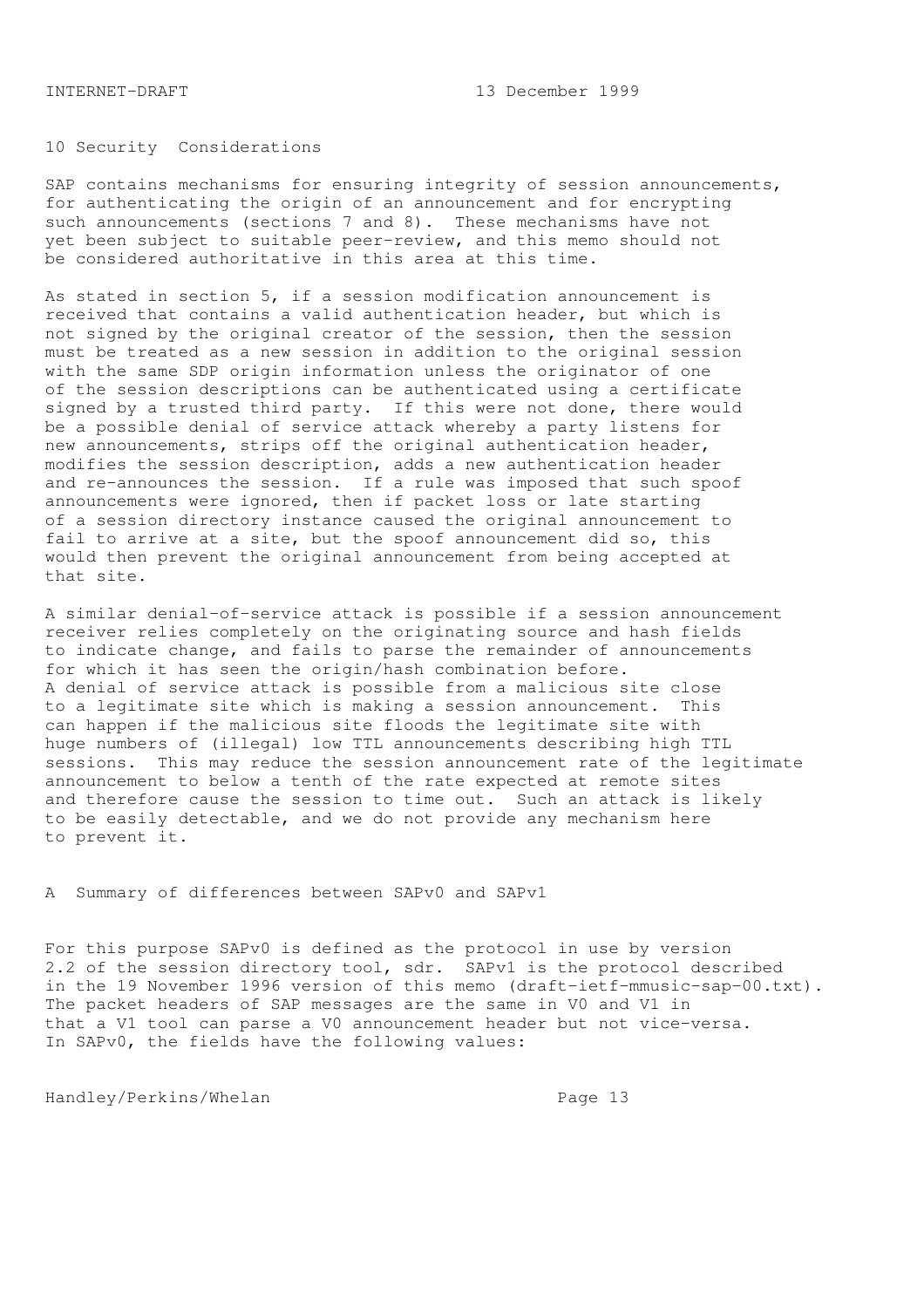## 10 Security Considerations

SAP contains mechanisms for ensuring integrity of session announcements, for authenticating the origin of an announcement and for encrypting such announcements (sections 7 and 8). These mechanisms have not yet been subject to suitable peer-review, and this memo should not be considered authoritative in this area at this time.

As stated in section 5, if a session modification announcement is received that contains a valid authentication header, but which is not signed by the original creator of the session, then the session must be treated as a new session in addition to the original session with the same SDP origin information unless the originator of one of the session descriptions can be authenticated using a certificate signed by a trusted third party. If this were not done, there would be a possible denial of service attack whereby a party listens for new announcements, strips off the original authentication header, modifies the session description, adds a new authentication header and re-announces the session. If a rule was imposed that such spoof announcements were ignored, then if packet loss or late starting of a session directory instance caused the original announcement to fail to arrive at a site, but the spoof announcement did so, this would then prevent the original announcement from being accepted at that site.

A similar denial-of-service attack is possible if a session announcement receiver relies completely on the originating source and hash fields to indicate change, and fails to parse the remainder of announcements for which it has seen the origin/hash combination before.
A denial of service attack is possible from a malicious site close to a legitimate site which is making a session announcement. This can happen if the malicious site floods the legitimate site with huge numbers of (illegal) low TTL announcements describing high TTL sessions. This may reduce the session announcement rate of the legitimate announcement to below a tenth of the rate expected at remote sites and therefore cause the session to time out. Such an attack is likely to be easily detectable, and we do not provide any mechanism here to prevent it.

## A Summary of differences between SAPv0 and SAPv1

For this purpose SAPv0 is defined as the protocol in use by version 2.2 of the session directory tool, sdr. SAPv1 is the protocol described in the 19 November 1996 version of this memo (draft-ietf-mmusic-sap-00.txt). The packet headers of SAP messages are the same in V0 and V1 in that a V1 tool can parse a V0 announcement header but not vice-versa. In SAPv0, the fields have the following values: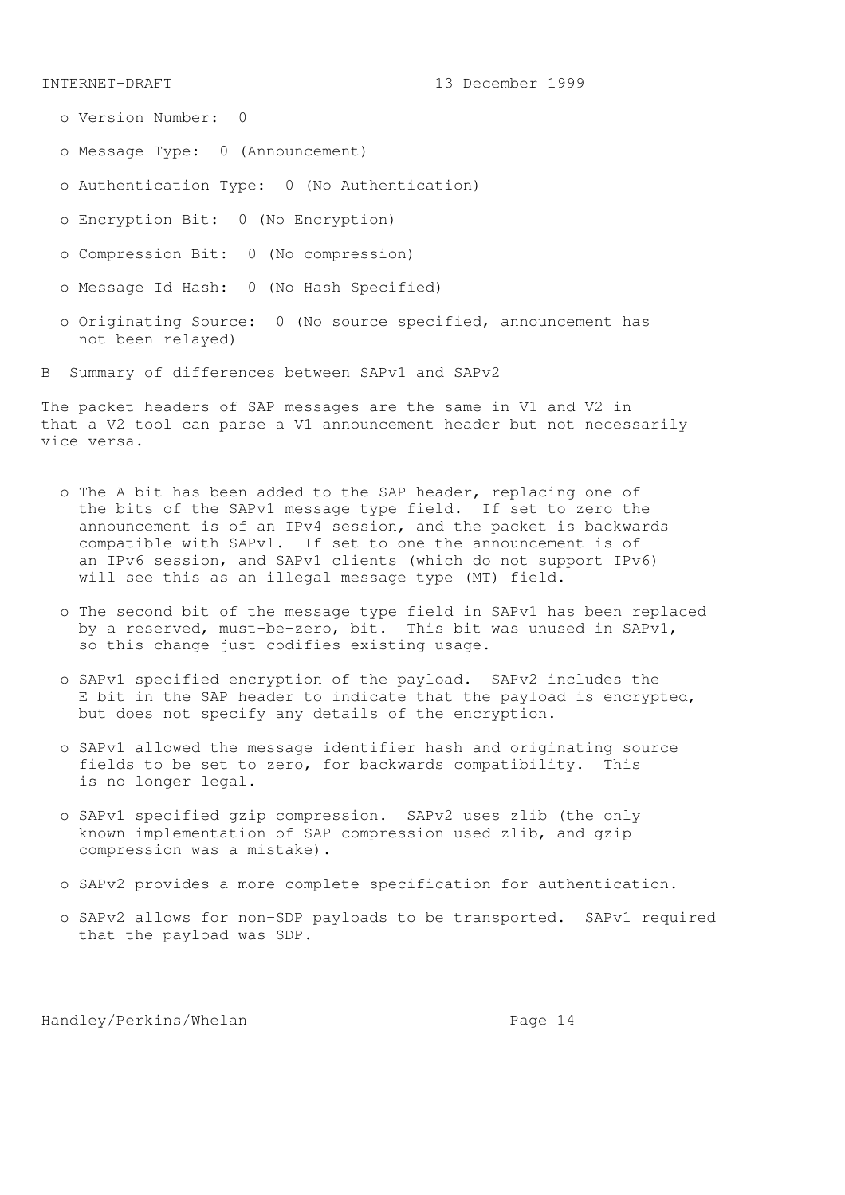- Version Number: 0

- Message Type: 0 (Announcement)

- Authentication Type: 0 (No Authentication)

- Encryption Bit: 0 (No Encryption)

- Compression Bit: 0 (No compression)

- Message Id Hash: 0 (No Hash Specified)

- Originating Source: 0 (No source specified, announcement has not been relayed)

## B Summary of differences between SAPv1 and SAPv2

The packet headers of SAP messages are the same in V1 and V2 in that a V2 tool can parse a V1 announcement header but not necessarily vice-versa.

- The A bit has been added to the SAP header, replacing one of the bits of the SAPv1 message type field. If set to zero the announcement is of an IPv4 session, and the packet is backwards compatible with SAPv1. If set to one the announcement is of an IPv6 session, and SAPv1 clients (which do not support IPv6) will see this as an illegal message type (MT) field.

- The second bit of the message type field in SAPv1 has been replaced by a reserved, must-be-zero, bit. This bit was unused in SAPv1, so this change just codifies existing usage.

- SAPv1 specified encryption of the payload. SAPv2 includes the E bit in the SAP header to indicate that the payload is encrypted, but does not specify any details of the encryption.

- SAPv1 allowed the message identifier hash and originating source fields to be set to zero, for backwards compatibility. This is no longer legal.

- SAPv1 specified gzip compression. SAPv2 uses zlib (the only known implementation of SAP compression used zlib, and gzip compression was a mistake).

- SAPv2 provides a more complete specification for authentication.

- SAPv2 allows for non-SDP payloads to be transported. SAPv1 required that the payload was SDP.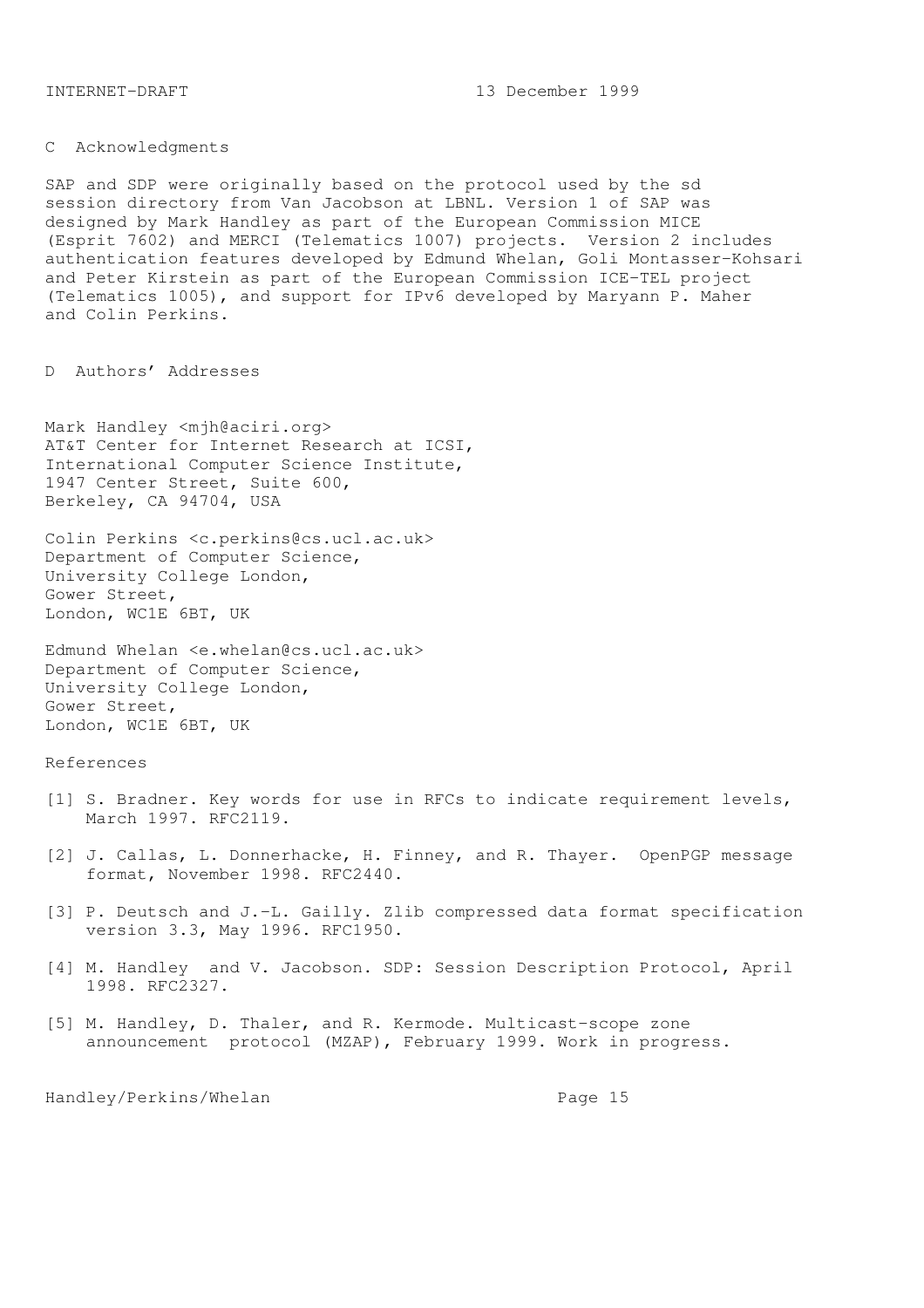## C Acknowledgments

SAP and SDP were originally based on the protocol used by the sd session directory from Van Jacobson at LBNL. Version 1 of SAP was designed by Mark Handley as part of the European Commission MICE (Esprit 7602) and MERCI (Telematics 1007) projects. Version 2 includes authentication features developed by Edmund Whelan, Goli Montasser-Kohsari and Peter Kirstein as part of the European Commission ICE-TEL project (Telematics 1005), and support for IPv6 developed by Maryann P. Maher and Colin Perkins.

## D Authors' Addresses

Mark Handley <mjh@aciri.org>
AT&T Center for Internet Research at ICSI,
International Computer Science Institute,
1947 Center Street, Suite 600,
Berkeley, CA 94704, USA

Colin Perkins <c.perkins@cs.ucl.ac.uk>
Department of Computer Science,
University College London,
Gower Street,
London, WC1E 6BT, UK

Edmund Whelan <e.whelan@cs.ucl.ac.uk>
Department of Computer Science,
University College London,
Gower Street,
London, WC1E 6BT, UK

## References

[1] S. Bradner. Key words for use in RFCs to indicate requirement levels, March 1997. RFC2119.

[2] J. Callas, L. Donnerhacke, H. Finney, and R. Thayer. OpenPGP message format, November 1998. RFC2440.

[3] P. Deutsch and J.-L. Gailly. Zlib compressed data format specification version 3.3, May 1996. RFC1950.

[4] M. Handley and V. Jacobson. SDP: Session Description Protocol, April 1998. RFC2327.

[5] M. Handley, D. Thaler, and R. Kermode. Multicast-scope zone announcement protocol (MZAP), February 1999. Work in progress.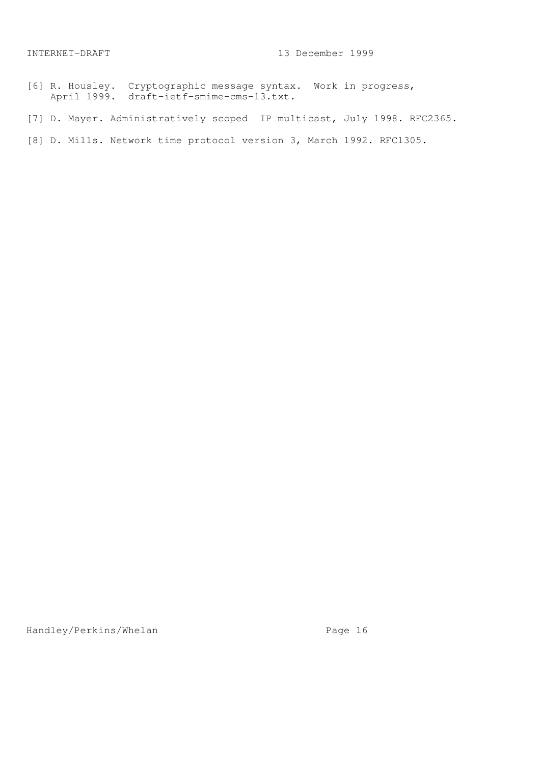[6] R. Housley. Cryptographic message syntax. Work in progress, April 1999. draft-ietf-smime-cms-13.txt.

[7] D. Mayer. Administratively scoped IP multicast, July 1998. RFC2365.

[8] D. Mills. Network time protocol version 3, March 1992. RFC1305.